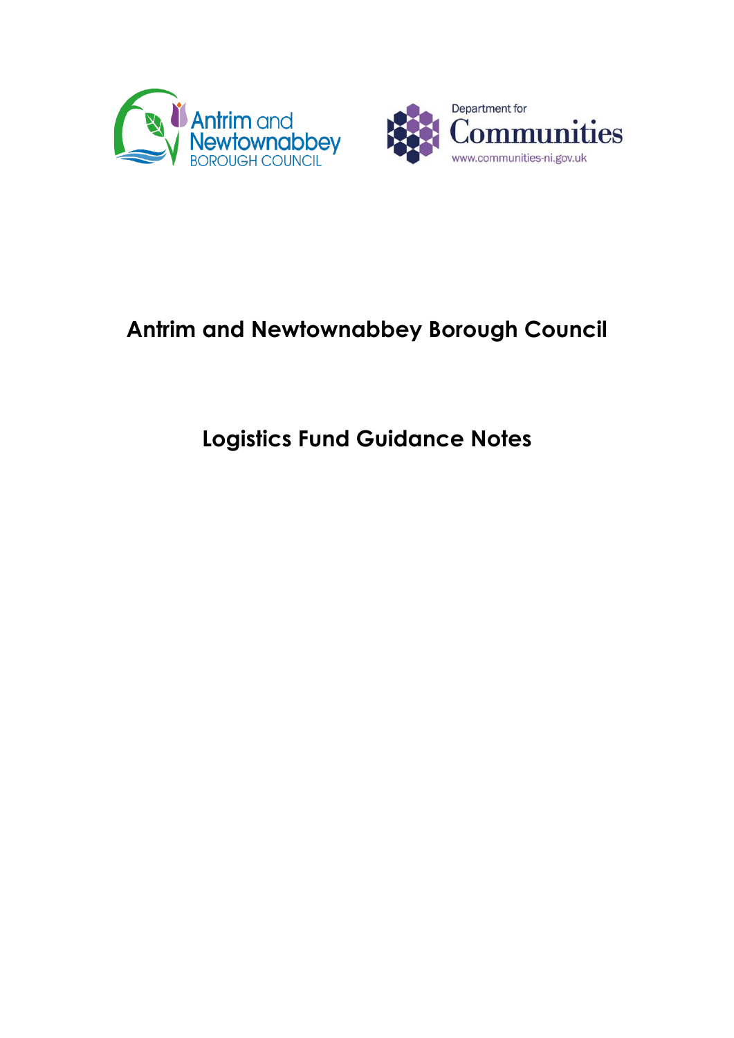# Antrim and Newtownabbey Borough Council

## Logistics Fund Guidance Notes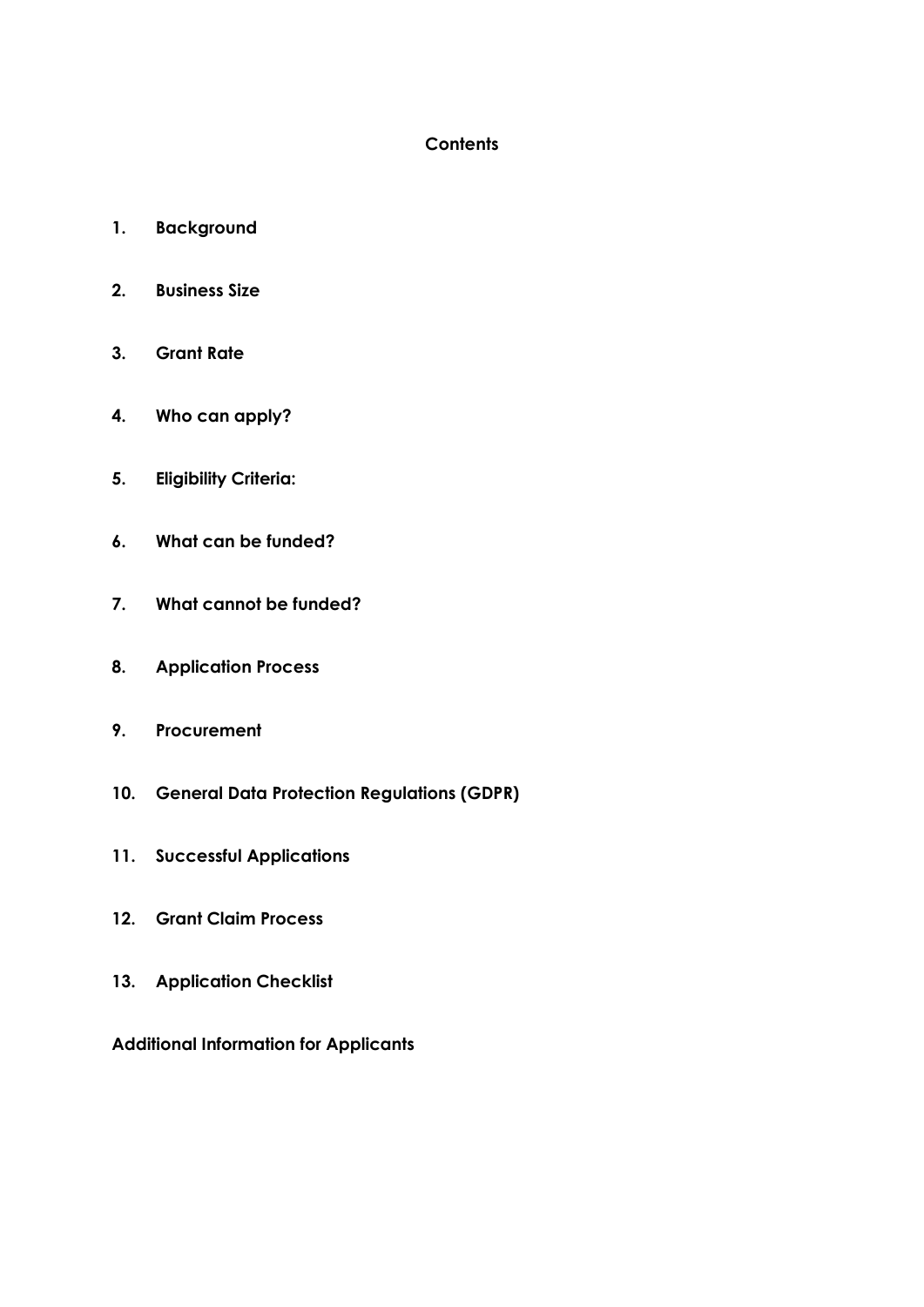## Contents

1. **Background**
2. **Business Size**
3. **Grant Rate**
4. **Who can apply?**
5. **Eligibility Criteria:**
6. **What can be funded?**
7. **What cannot be funded?**
8. **Application Process**
9. **Procurement**
10. **General Data Protection Regulations (GDPR)**
11. **Successful Applications**
12. **Grant Claim Process**
13. **Application Checklist**

**Additional Information for Applicants**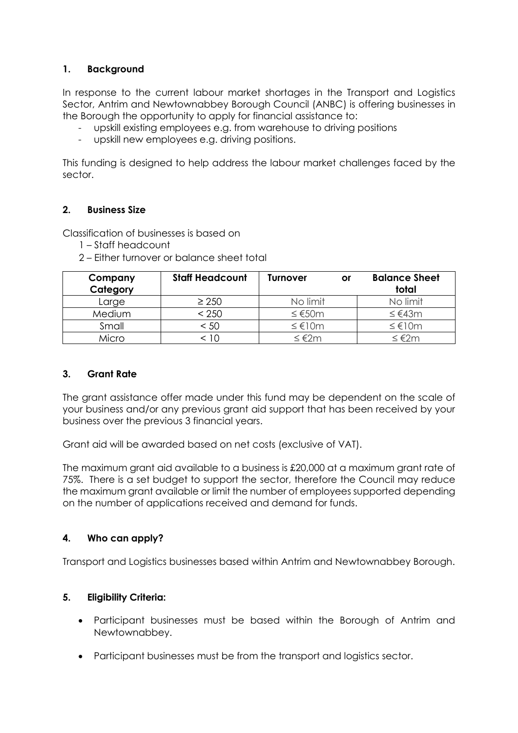## 1. Background

In response to the current labour market shortages in the Transport and Logistics Sector, Antrim and Newtownabbey Borough Council (ANBC) is offering businesses in the Borough the opportunity to apply for financial assistance to:

- upskill existing employees e.g. from warehouse to driving positions
- upskill new employees e.g. driving positions.

This funding is designed to help address the labour market challenges faced by the sector.

## 2. Business Size

Classification of businesses is based on

1 – Staff headcount

2 – Either turnover or balance sheet total

| Company Category | Staff Headcount | Turnover or | Balance Sheet total |
|---|---|---|---|
| Large | ≥ 250 | No limit | No limit |
| Medium | < 250 | ≤ €50m | ≤ €43m |
| Small | < 50 | ≤ €10m | ≤ €10m |
| Micro | < 10 | ≤ €2m | ≤ €2m |

## 3. Grant Rate

The grant assistance offer made under this fund may be dependent on the scale of your business and/or any previous grant aid support that has been received by your business over the previous 3 financial years.

Grant aid will be awarded based on net costs (exclusive of VAT).

The maximum grant aid available to a business is £20,000 at a maximum grant rate of 75%. There is a set budget to support the sector, therefore the Council may reduce the maximum grant available or limit the number of employees supported depending on the number of applications received and demand for funds.

## 4. Who can apply?

Transport and Logistics businesses based within Antrim and Newtownabbey Borough.

## 5. Eligibility Criteria:

- Participant businesses must be based within the Borough of Antrim and Newtownabbey.
- Participant businesses must be from the transport and logistics sector.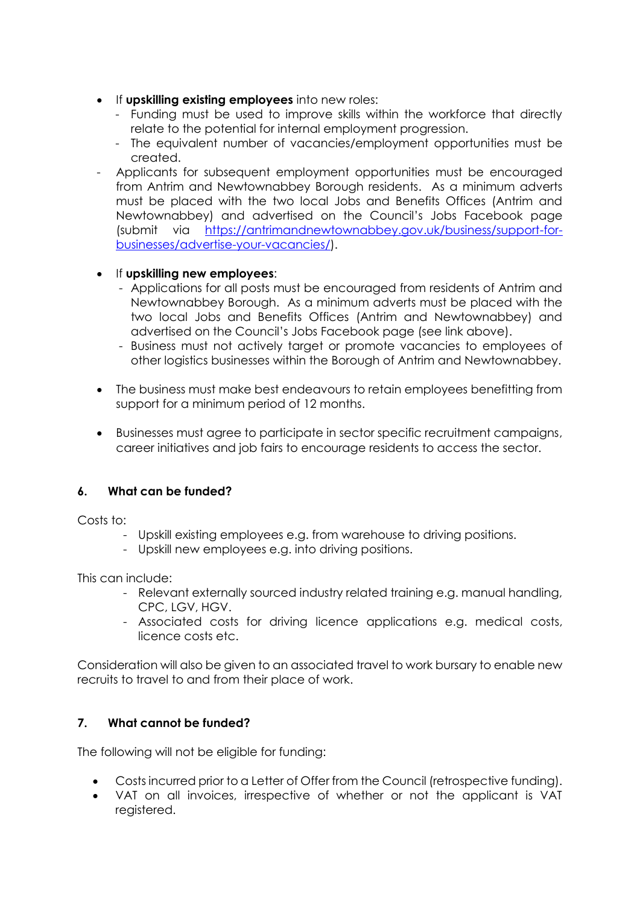- If **upskilling existing employees** into new roles:
  - Funding must be used to improve skills within the workforce that directly relate to the potential for internal employment progression.
  - The equivalent number of vacancies/employment opportunities must be created.
  - Applicants for subsequent employment opportunities must be encouraged from Antrim and Newtownabbey Borough residents. As a minimum adverts must be placed with the two local Jobs and Benefits Offices (Antrim and Newtownabbey) and advertised on the Council's Jobs Facebook page (submit via [https://antrimandnewtownabbey.gov.uk/business/support-for-businesses/advertise-your-vacancies/](https://antrimandnewtownabbey.gov.uk/business/support-for-businesses/advertise-your-vacancies/)).

- If **upskilling new employees**:
  - Applications for all posts must be encouraged from residents of Antrim and Newtownabbey Borough. As a minimum adverts must be placed with the two local Jobs and Benefits Offices (Antrim and Newtownabbey) and advertised on the Council's Jobs Facebook page (see link above).
  - Business must not actively target or promote vacancies to employees of other logistics businesses within the Borough of Antrim and Newtownabbey.

- The business must make best endeavours to retain employees benefitting from support for a minimum period of 12 months.

- Businesses must agree to participate in sector specific recruitment campaigns, career initiatives and job fairs to encourage residents to access the sector.

## 6. What can be funded?

Costs to:

- Upskill existing employees e.g. from warehouse to driving positions.
- Upskill new employees e.g. into driving positions.

This can include:

- Relevant externally sourced industry related training e.g. manual handling, CPC, LGV, HGV.
- Associated costs for driving licence applications e.g. medical costs, licence costs etc.

Consideration will also be given to an associated travel to work bursary to enable new recruits to travel to and from their place of work.

## 7. What cannot be funded?

The following will not be eligible for funding:

- Costs incurred prior to a Letter of Offer from the Council (retrospective funding).
- VAT on all invoices, irrespective of whether or not the applicant is VAT registered.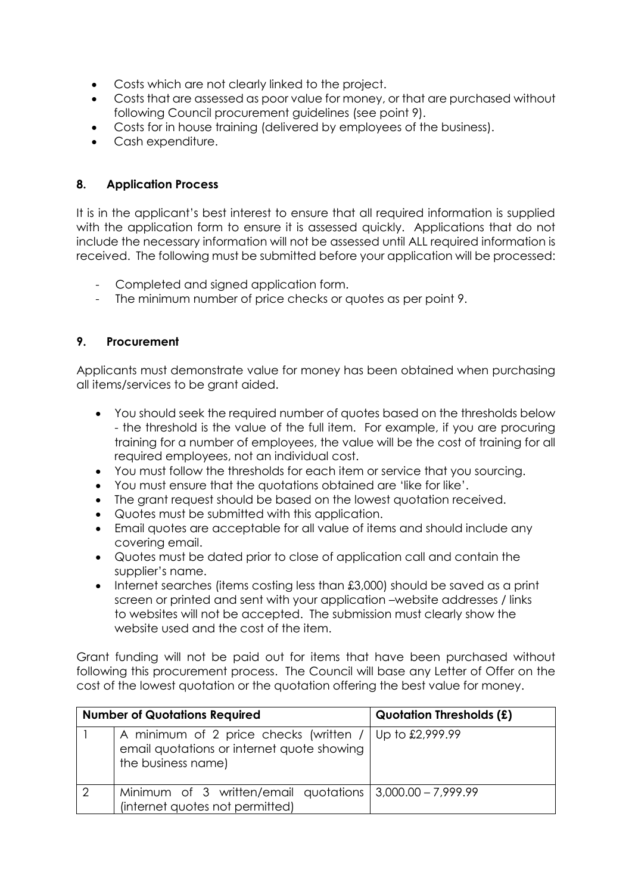- Costs which are not clearly linked to the project.
- Costs that are assessed as poor value for money, or that are purchased without following Council procurement guidelines (see point 9).
- Costs for in house training (delivered by employees of the business).
- Cash expenditure.

## 8. Application Process

It is in the applicant's best interest to ensure that all required information is supplied with the application form to ensure it is assessed quickly. Applications that do not include the necessary information will not be assessed until ALL required information is received. The following must be submitted before your application will be processed:

- Completed and signed application form.
- The minimum number of price checks or quotes as per point 9.

## 9. Procurement

Applicants must demonstrate value for money has been obtained when purchasing all items/services to be grant aided.

- You should seek the required number of quotes based on the thresholds below - the threshold is the value of the full item. For example, if you are procuring training for a number of employees, the value will be the cost of training for all required employees, not an individual cost.
- You must follow the thresholds for each item or service that you sourcing.
- You must ensure that the quotations obtained are 'like for like'.
- The grant request should be based on the lowest quotation received.
- Quotes must be submitted with this application.
- Email quotes are acceptable for all value of items and should include any covering email.
- Quotes must be dated prior to close of application call and contain the supplier's name.
- Internet searches (items costing less than £3,000) should be saved as a print screen or printed and sent with your application –website addresses / links to websites will not be accepted. The submission must clearly show the website used and the cost of the item.

Grant funding will not be paid out for items that have been purchased without following this procurement process. The Council will base any Letter of Offer on the cost of the lowest quotation or the quotation offering the best value for money.

| Number of Quotations Required | | Quotation Thresholds (£) |
|---|---|---|
| 1 | A minimum of 2 price checks (written / email quotations or internet quote showing the business name) | Up to £2,999.99 |
| 2 | Minimum of 3 written/email quotations (internet quotes not permitted) | 3,000.00 – 7,999.99 |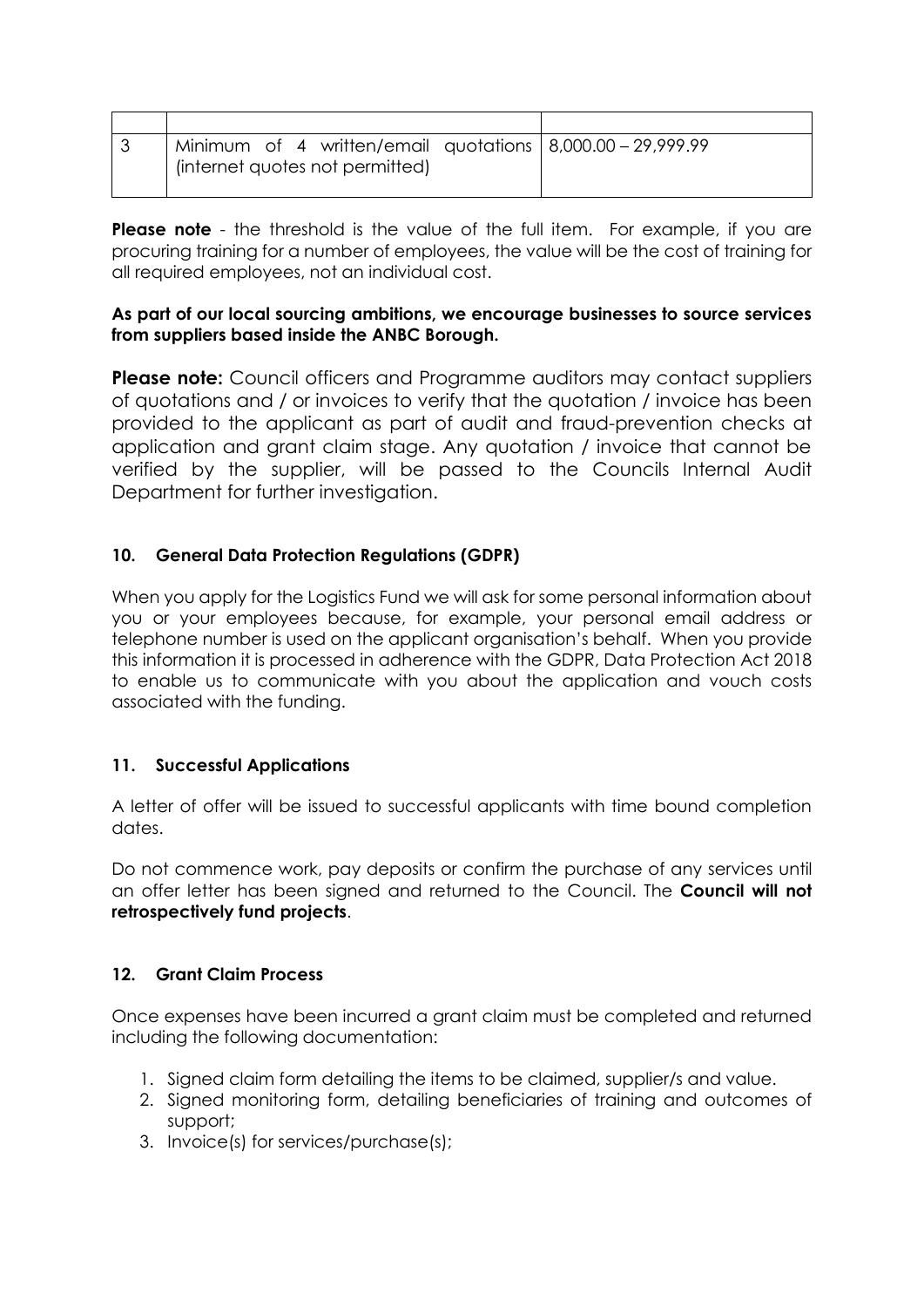| | | |
|---|---|---|
| 3 | Minimum of 4 written/email quotations (internet quotes not permitted) | 8,000.00 – 29,999.99 |

**Please note** - the threshold is the value of the full item. For example, if you are procuring training for a number of employees, the value will be the cost of training for all required employees, not an individual cost.

**As part of our local sourcing ambitions, we encourage businesses to source services from suppliers based inside the ANBC Borough.**

**Please note:** Council officers and Programme auditors may contact suppliers of quotations and / or invoices to verify that the quotation / invoice has been provided to the applicant as part of audit and fraud-prevention checks at application and grant claim stage. Any quotation / invoice that cannot be verified by the supplier, will be passed to the Councils Internal Audit Department for further investigation.

## 10. General Data Protection Regulations (GDPR)

When you apply for the Logistics Fund we will ask for some personal information about you or your employees because, for example, your personal email address or telephone number is used on the applicant organisation's behalf. When you provide this information it is processed in adherence with the GDPR, Data Protection Act 2018 to enable us to communicate with you about the application and vouch costs associated with the funding.

## 11. Successful Applications

A letter of offer will be issued to successful applicants with time bound completion dates.

Do not commence work, pay deposits or confirm the purchase of any services until an offer letter has been signed and returned to the Council. The **Council will not retrospectively fund projects**.

## 12. Grant Claim Process

Once expenses have been incurred a grant claim must be completed and returned including the following documentation:

1. Signed claim form detailing the items to be claimed, supplier/s and value.
2. Signed monitoring form, detailing beneficiaries of training and outcomes of support;
3. Invoice(s) for services/purchase(s);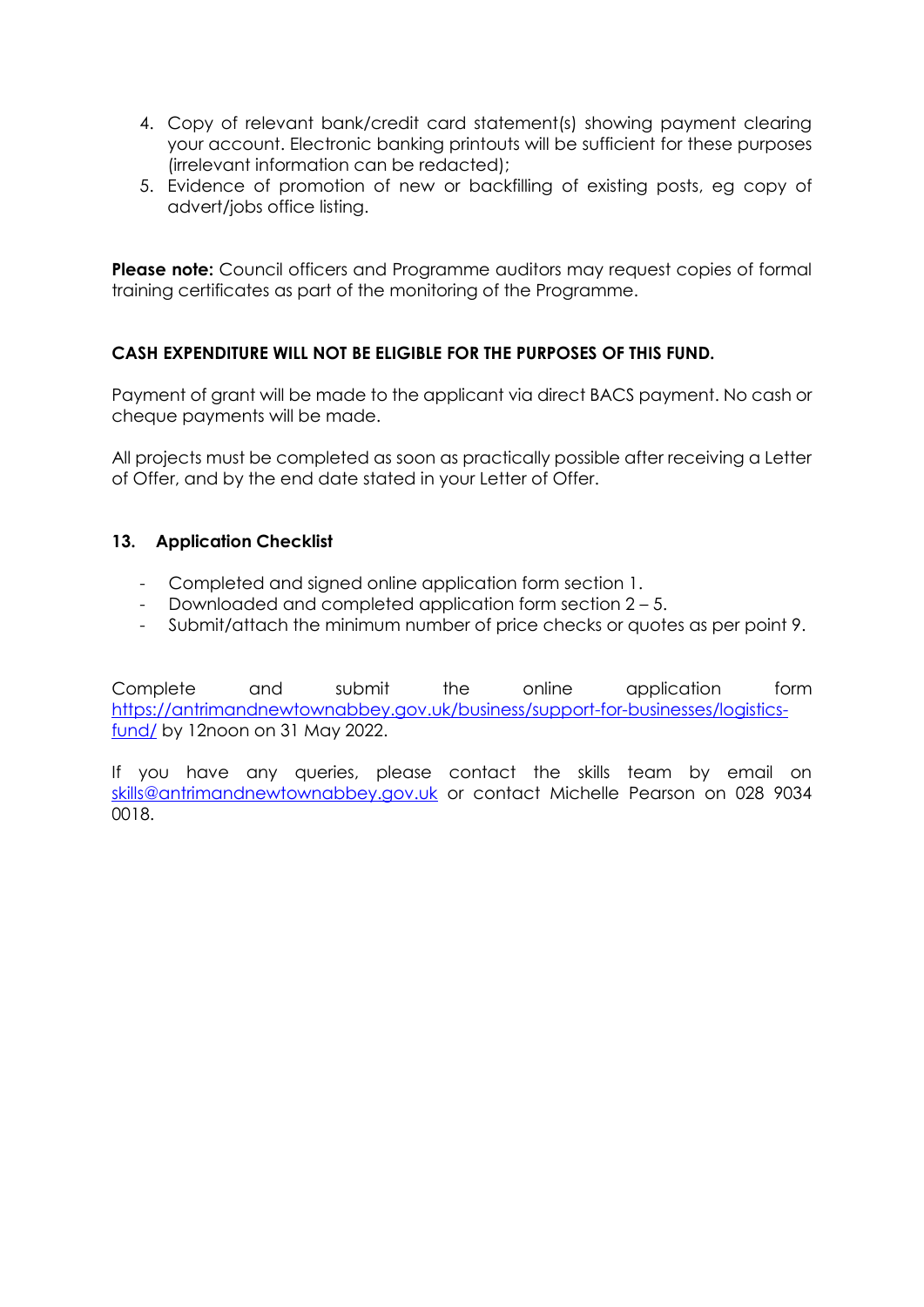4. Copy of relevant bank/credit card statement(s) showing payment clearing your account. Electronic banking printouts will be sufficient for these purposes (irrelevant information can be redacted);
5. Evidence of promotion of new or backfilling of existing posts, eg copy of advert/jobs office listing.

**Please note:** Council officers and Programme auditors may request copies of formal training certificates as part of the monitoring of the Programme.

**CASH EXPENDITURE WILL NOT BE ELIGIBLE FOR THE PURPOSES OF THIS FUND.**

Payment of grant will be made to the applicant via direct BACS payment. No cash or cheque payments will be made.

All projects must be completed as soon as practically possible after receiving a Letter of Offer, and by the end date stated in your Letter of Offer.

## 13. Application Checklist

- Completed and signed online application form section 1.
- Downloaded and completed application form section 2 – 5.
- Submit/attach the minimum number of price checks or quotes as per point 9.

Complete and submit the online application form [https://antrimandnewtownabbey.gov.uk/business/support-for-businesses/logistics-fund/](https://antrimandnewtownabbey.gov.uk/business/support-for-businesses/logistics-fund/) by 12noon on 31 May 2022.

If you have any queries, please contact the skills team by email on [skills@antrimandnewtownabbey.gov.uk](mailto:skills@antrimandnewtownabbey.gov.uk) or contact Michelle Pearson on 028 9034 0018.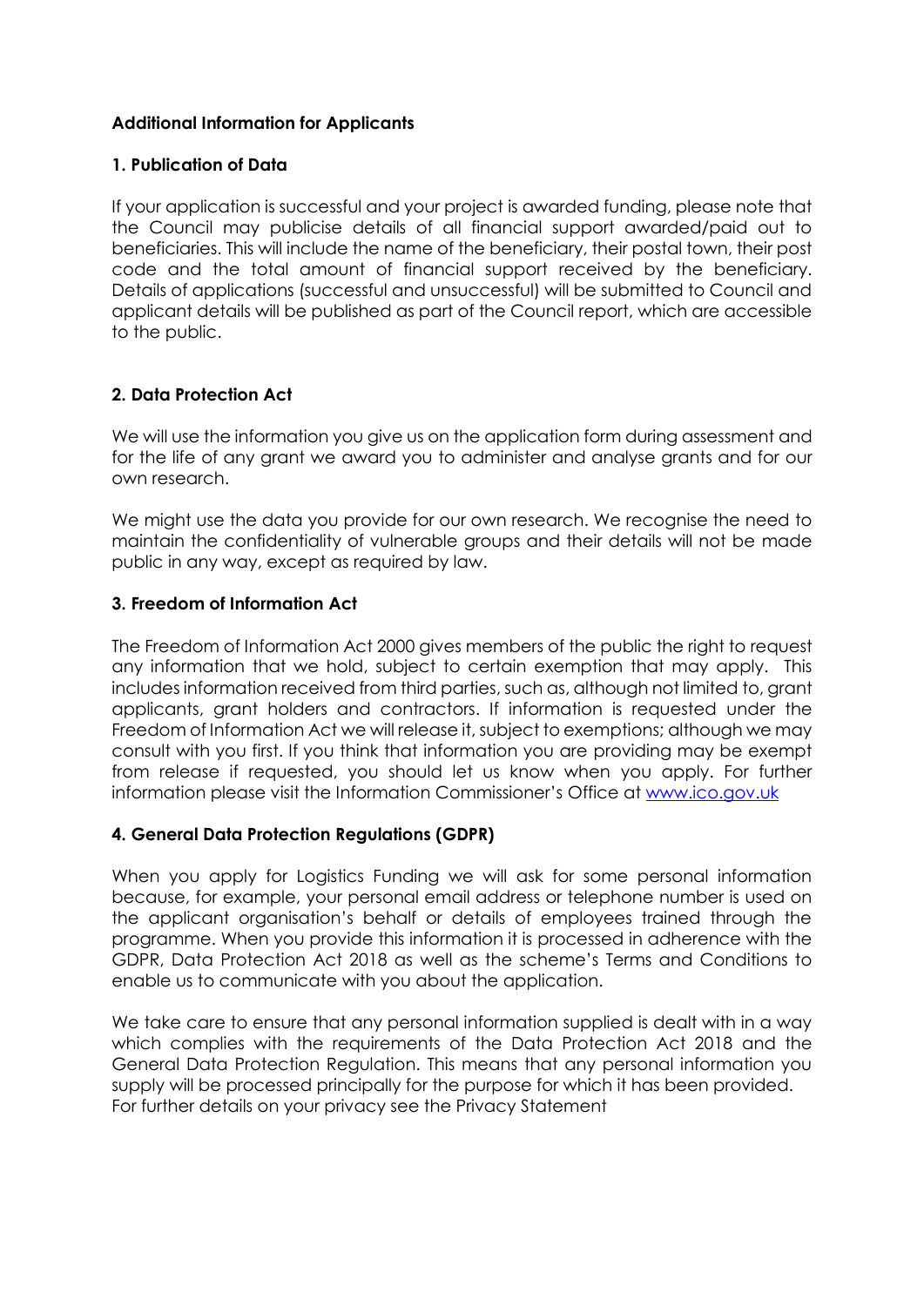**Additional Information for Applicants**

**1. Publication of Data**

If your application is successful and your project is awarded funding, please note that the Council may publicise details of all financial support awarded/paid out to beneficiaries. This will include the name of the beneficiary, their postal town, their post code and the total amount of financial support received by the beneficiary. Details of applications (successful and unsuccessful) will be submitted to Council and applicant details will be published as part of the Council report, which are accessible to the public.

**2. Data Protection Act**

We will use the information you give us on the application form during assessment and for the life of any grant we award you to administer and analyse grants and for our own research.

We might use the data you provide for our own research. We recognise the need to maintain the confidentiality of vulnerable groups and their details will not be made public in any way, except as required by law.

**3. Freedom of Information Act**

The Freedom of Information Act 2000 gives members of the public the right to request any information that we hold, subject to certain exemption that may apply. This includes information received from third parties, such as, although not limited to, grant applicants, grant holders and contractors. If information is requested under the Freedom of Information Act we will release it, subject to exemptions; although we may consult with you first. If you think that information you are providing may be exempt from release if requested, you should let us know when you apply. For further information please visit the Information Commissioner's Office at [www.ico.gov.uk](http://www.ico.gov.uk)

**4. General Data Protection Regulations (GDPR)**

When you apply for Logistics Funding we will ask for some personal information because, for example, your personal email address or telephone number is used on the applicant organisation's behalf or details of employees trained through the programme. When you provide this information it is processed in adherence with the GDPR, Data Protection Act 2018 as well as the scheme's Terms and Conditions to enable us to communicate with you about the application.

We take care to ensure that any personal information supplied is dealt with in a way which complies with the requirements of the Data Protection Act 2018 and the General Data Protection Regulation. This means that any personal information you supply will be processed principally for the purpose for which it has been provided. For further details on your privacy see the Privacy Statement